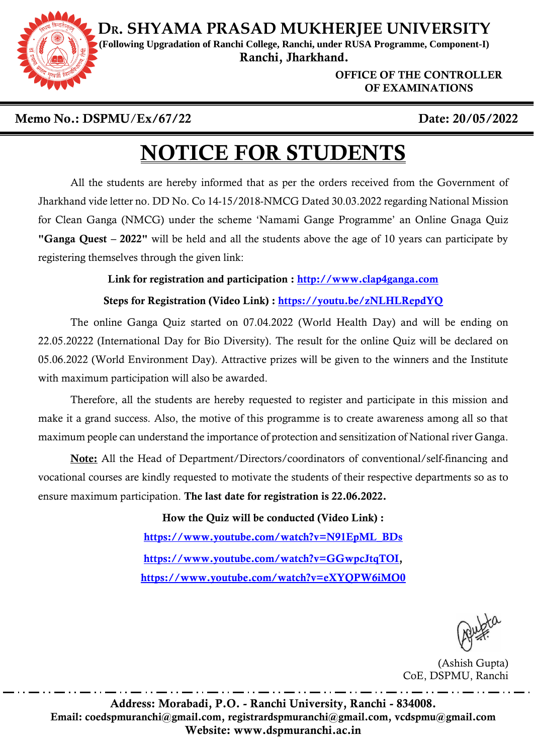# Dr. SHYAMA PRASAD MUKHERJEE UNIVERSITY

**(Following Upgradation of Ranchi College, Ranchi, under RUSA Programme, Component-I)**

**Ranchi, Jharkhand.**

**OFFICE OF THE CONTROLLER OF EXAMINATIONS**

**Memo No.: DSPMU/Ex/67/22** **Date: 20/05/2022**

# NOTICE FOR STUDENTS

All the students are hereby informed that as per the orders received from the Government of Jharkhand vide letter no. DD No. Co 14-15/2018-NMCG Dated 30.03.2022 regarding National Mission for Clean Ganga (NMCG) under the scheme 'Namami Gange Programme' an Online Gnaga Quiz **"Ganga Quest – 2022"** will be held and all the students above the age of 10 years can participate by registering themselves through the given link:

**Link for registration and participation : http://www.clap4ganga.com**

**Steps for Registration (Video Link) : https://youtu.be/zNLHLRepdYQ**

The online Ganga Quiz started on 07.04.2022 (World Health Day) and will be ending on 22.05.20222 (International Day for Bio Diversity). The result for the online Quiz will be declared on 05.06.2022 (World Environment Day). Attractive prizes will be given to the winners and the Institute with maximum participation will also be awarded.

Therefore, all the students are hereby requested to register and participate in this mission and make it a grand success. Also, the motive of this programme is to create awareness among all so that maximum people can understand the importance of protection and sensitization of National river Ganga.

<u>**Note:**</u> All the Head of Department/Directors/coordinators of conventional/self-financing and vocational courses are kindly requested to motivate the students of their respective departments so as to ensure maximum participation. **The last date for registration is 22.06.2022.**

**How the Quiz will be conducted (Video Link) :**

**https://www.youtube.com/watch?v=N91EpML_BDs**

**https://www.youtube.com/watch?v=GGwpcJtqTOI,**

**https://www.youtube.com/watch?v=eXYQPW6iMO0**

(Ashish Gupta)
CoE, DSPMU, Ranchi

**Address: Morabadi, P.O. - Ranchi University, Ranchi - 834008.**
**Email: coedspmuranchi@gmail.com, registrardspmuranchi@gmail.com, vcdspmu@gmail.com**
**Website: www.dspmuranchi.ac.in**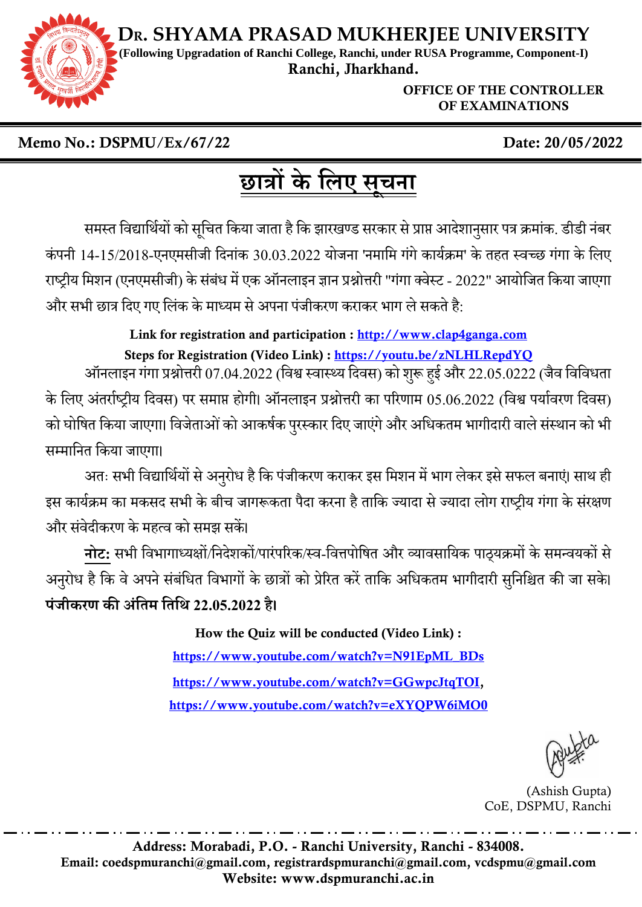# DR. SHYAMA PRASAD MUKHERJEE UNIVERSITY

**(Following Upgradation of Ranchi College, Ranchi, under RUSA Programme, Component-I)**

**Ranchi, Jharkhand.**

**OFFICE OF THE CONTROLLER OF EXAMINATIONS**

**Memo No.: DSPMU/Ex/67/22** **Date: 20/05/2022**

## छात्रों के लिए सूचना

समस्त विद्यार्थियों को सूचित किया जाता है कि झारखण्ड सरकार से प्राप्त आदेशानुसार पत्र क्रमांक. डीडी नंबर कंपनी 14-15/2018-एनएमसीजी दिनांक 30.03.2022 योजना 'नमामि गंगे कार्यक्रम' के तहत स्वच्छ गंगा के लिए राष्ट्रीय मिशन (एनएमसीजी) के संबंध में एक ऑनलाइन ज्ञान प्रश्नोत्तरी "गंगा क्वेस्ट - 2022" आयोजित किया जाएगा और सभी छात्र दिए गए लिंक के माध्यम से अपना पंजीकरण कराकर भाग ले सकते है:

**Link for registration and participation : http://www.clap4ganga.com**

**Steps for Registration (Video Link) : https://youtu.be/zNLHLRepdYQ**

ऑनलाइन गंगा प्रश्नोत्तरी 07.04.2022 (विश्व स्वास्थ्य दिवस) को शुरू हुई और 22.05.0222 (जैव विविधता के लिए अंतर्राष्ट्रीय दिवस) पर समाप्त होगी। ऑनलाइन प्रश्नोत्तरी का परिणाम 05.06.2022 (विश्व पर्यावरण दिवस) को घोषित किया जाएगा। विजेताओं को आकर्षक पुरस्कार दिए जाएंगे और अधिकतम भागीदारी वाले संस्थान को भी सम्मानित किया जाएगा।

अतः सभी विद्यार्थियों से अनुरोध है कि पंजीकरण कराकर इस मिशन में भाग लेकर इसे सफल बनाएं। साथ ही इस कार्यक्रम का मकसद सभी के बीच जागरूकता पैदा करना है ताकि ज्यादा से ज्यादा लोग राष्ट्रीय गंगा के संरक्षण और संवेदीकरण के महत्व को समझ सकें।

**नोट:** सभी विभागाध्यक्षों/निदेशकों/पारंपरिक/स्व-वित्तपोषित और व्यावसायिक पाठ्यक्रमों के समन्वयकों से अनुरोध है कि वे अपने संबंधित विभागों के छात्रों को प्रेरित करें ताकि अधिकतम भागीदारी सुनिश्चित की जा सके। **पंजीकरण की अंतिम तिथि 22.05.2022 है।**

**How the Quiz will be conducted (Video Link) :**

**https://www.youtube.com/watch?v=N91EpML_BDs**

**https://www.youtube.com/watch?v=GGwpcJtqTOI,**

**https://www.youtube.com/watch?v=eXYQPW6iMO0**

(Ashish Gupta)
CoE, DSPMU, Ranchi

**Address: Morabadi, P.O. - Ranchi University, Ranchi - 834008.**
**Email: coedspmuranchi@gmail.com, registrardspmuranchi@gmail.com, vcdspmu@gmail.com**
**Website: www.dspmuranchi.ac.in**